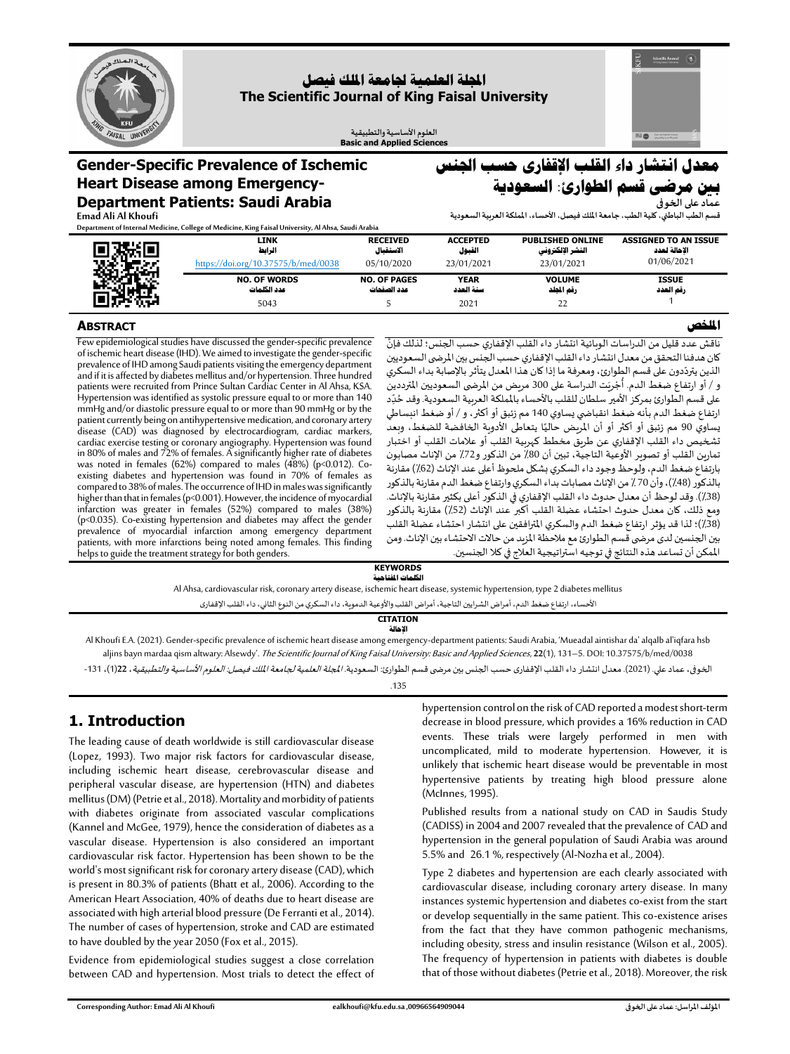# المجلة العلمية لجامعة الملك فيصل
# The Scientific Journal of King Faisal University

العلوم الأساسية والتطبيقية
Basic and Applied Sciences

# Gender-Specific Prevalence of Ischemic Heart Disease among Emergency-Department Patients: Saudi Arabia

**Emad Ali Al Khoufi**

Department of Internal Medicine, College of Medicine, King Faisal University, Al Ahsa, Saudi Arabia

# معدل انتشار داء القلب الإقفاري حسب الجنس بين مرضى قسم الطوارئ: السعودية

**عماد علي الخوفي**

قسم الطب الباطني، كلية الطب، جامعة الملك فيصل، الأحساء، المملكة العربية السعودية

| LINK الرابط | RECEIVED الاستقبال | ACCEPTED القبول | PUBLISHED ONLINE النشر الإلكتروني | ASSIGNED TO AN ISSUE الإحالة لعدد |
|---|---|---|---|---|
| https://doi.org/10.37575/b/med/0038 | 05/10/2020 | 23/01/2021 | 23/01/2021 | 01/06/2021 |
| **NO. OF WORDS عدد الكلمات** | **NO. OF PAGES عدد الصفحات** | **YEAR سنة العدد** | **VOLUME رقم المجلد** | **ISSUE رقم العدد** |
| 5043 | 5 | 2021 | 22 | 1 |

## ABSTRACT

Few epidemiological studies have discussed the gender-specific prevalence of ischemic heart disease (IHD). We aimed to investigate the gender-specific prevalence of IHD among Saudi patients visiting the emergency department and if it is affected by diabetes mellitus and/or hypertension. Three hundred patients were recruited from Prince Sultan Cardiac Center in Al Ahsa, KSA. Hypertension was identified as systolic pressure equal to or more than 140 mmHg and/or diastolic pressure equal to or more than 90 mmHg or by the patient currently being on antihypertensive medication, and coronary artery disease (CAD) was diagnosed by electrocardiogram, cardiac markers, cardiac exercise testing or coronary angiography. Hypertension was found in 80% of males and 72% of females. A significantly higher rate of diabetes was noted in females (62%) compared to males (48%) (p<0.012). Co-existing diabetes and hypertension was found in 70% of females as compared to 38% of males. The occurrence of IHD in males was significantly higher than that in females (p<0.001). However, the incidence of myocardial infarction was greater in females (52%) compared to males (38%) (p<0.035). Co-existing hypertension and diabetes may affect the gender prevalence of myocardial infarction among emergency department patients, with more infarctions being noted among females. This finding helps to guide the treatment strategy for both genders.

## الملخص

ناقش عدد قليل من الدراسات الوبائية انتشار داء القلب الإقفاري حسب الجنس؛ لذلك فإنَّ كان هدفنا التحقق من معدل انتشار داء القلب الإقفاري حسب الجنس بين المرضى السعوديين الذين يترددون على قسم الطوارئ، ومعرفة ما إذا كان هذا المعدل يتأثر بالإصابة بداء السكري و / أو ارتفاع ضغط الدم. أُجريَت الدراسة على 300 مريض من المرضى السعوديين المترددين على قسم الطوارئ بمركز الأمير سلطان للقلب بالأحساء بالمملكة العربية السعودية. وقد حُدِّد ارتفاع ضغط الدم بأنه ضغط انقباضي يساوي 140 مم زئبق أو أكثر، و / أو ضغط انبساطي يساوي 90 مم زئبق أو أكثر أو أن المريض حاليًا يتعاطى الأدوية الخافضة للضغط، وبعد تشخيص داء القلب الإقفاري عن طريق مخطط كهربية القلب أو علامات القلب أو اختبار تمارين القلب أو تصوير الأوعية التاجية، تبين أن 80٪ من الذكور و72٪ من الإناث مصابون بارتفاع ضغط الدم، ولوحظ وجود داء السكري بشكل ملحوظ أعلى عند الإناث (62٪) مقارنة بالذكور (48٪)، وأن 70٪ من الإناث مصابات بداء السكري وارتفاع ضغط الدم مقارنة بالذكور (38٪). وقد لوحظ أن معدل حدوث داء القلب الإقفاري في الذكور أعلى بكثير مقارنة بالإناث. ومع ذلك، كان معدل حدوث احتشاء عضلة القلب أكبر عند الإناث (52٪) مقارنة بالذكور (38٪)؛ لذا قد يؤثر ارتفاع ضغط الدم والسكري المترافقين على انتشار احتشاء عضلة القلب بين الجنسين لدى مرضى قسم الطوارئ مع ملاحظة المزيد من حالات الاحتشاء بين الإناث. ومن الممكن أن تساعد هذه النتائج في توجيه استراتيجية العلاج في كلا الجنسين.

**KEYWORDS**
**الكلمات المفتاحية**

Al Ahsa, cardiovascular risk, coronary artery disease, ischemic heart disease, systemic hypertension, type 2 diabetes mellitus

الأحساء، ارتفاع ضغط الدم، أمراض الشرايين التاجية، أمراض القلب والأوعية الدموية، داء السكري من النوع الثاني، داء القلب الإقفاري

**CITATION**
**الإحالة**

Al Khoufi E.A. (2021). Gender-specific prevalence of ischemic heart disease among emergency-department patients: Saudi Arabia, 'Mueadal aintishar da' alqalb al'iqfara hsb aljins bayn mardaa qism altwari: Alsewdy'. *The Scientific Journal of King Faisal University: Basic and Applied Sciences*, **22**(1), 131–5. DOI: 10.37575/b/med/0038

الخوفي، عماد علي. (2021). معدل انتشار داء القلب الإقفاري حسب الجنس بين مرضى قسم الطوارئ: السعودية. *المجلة العلمية لجامعة الملك فيصل: العلوم الأساسية والتطبيقية*، **22**(1)، 131-135.

# 1. Introduction

The leading cause of death worldwide is still cardiovascular disease (Lopez, 1993). Two major risk factors for cardiovascular disease, including ischemic heart disease, cerebrovascular disease and peripheral vascular disease, are hypertension (HTN) and diabetes mellitus (DM) (Petrie et al., 2018). Mortality and morbidity of patients with diabetes originate from associated vascular complications (Kannel and McGee, 1979), hence the consideration of diabetes as a vascular disease. Hypertension is also considered an important cardiovascular risk factor. Hypertension has been shown to be the world's most significant risk factor for coronary artery disease (CAD), which is present in 80.3% of patients (Bhatt et al., 2006). According to the American Heart Association, 40% of deaths due to heart disease are associated with high arterial blood pressure (De Ferranti et al., 2014). The number of cases of hypertension, stroke and CAD are estimated to have doubled by the year 2050 (Fox et al., 2015).

Evidence from epidemiological studies suggest a close correlation between CAD and hypertension. Most trials to detect the effect of hypertension control on the risk of CAD reported a modest short-term decrease in blood pressure, which provides a 16% reduction in CAD events. These trials were largely performed in men with uncomplicated, mild to moderate hypertension. However, it is unlikely that ischemic heart disease would be preventable in most hypertensive patients by treating high blood pressure alone (McInnes, 1995).

Published results from a national study on CAD in Saudis Study (CADISS) in 2004 and 2007 revealed that the prevalence of CAD and hypertension in the general population of Saudi Arabia was around 5.5% and 26.1 %, respectively (Al-Nozha et al., 2004).

Type 2 diabetes and hypertension are each clearly associated with cardiovascular disease, including coronary artery disease. In many instances systemic hypertension and diabetes co-exist from the start or develop sequentially in the same patient. This co-existence arises from the fact that they have common pathogenic mechanisms, including obesity, stress and insulin resistance (Wilson et al., 2005). The frequency of hypertension in patients with diabetes is double that of those without diabetes (Petrie et al., 2018). Moreover, the risk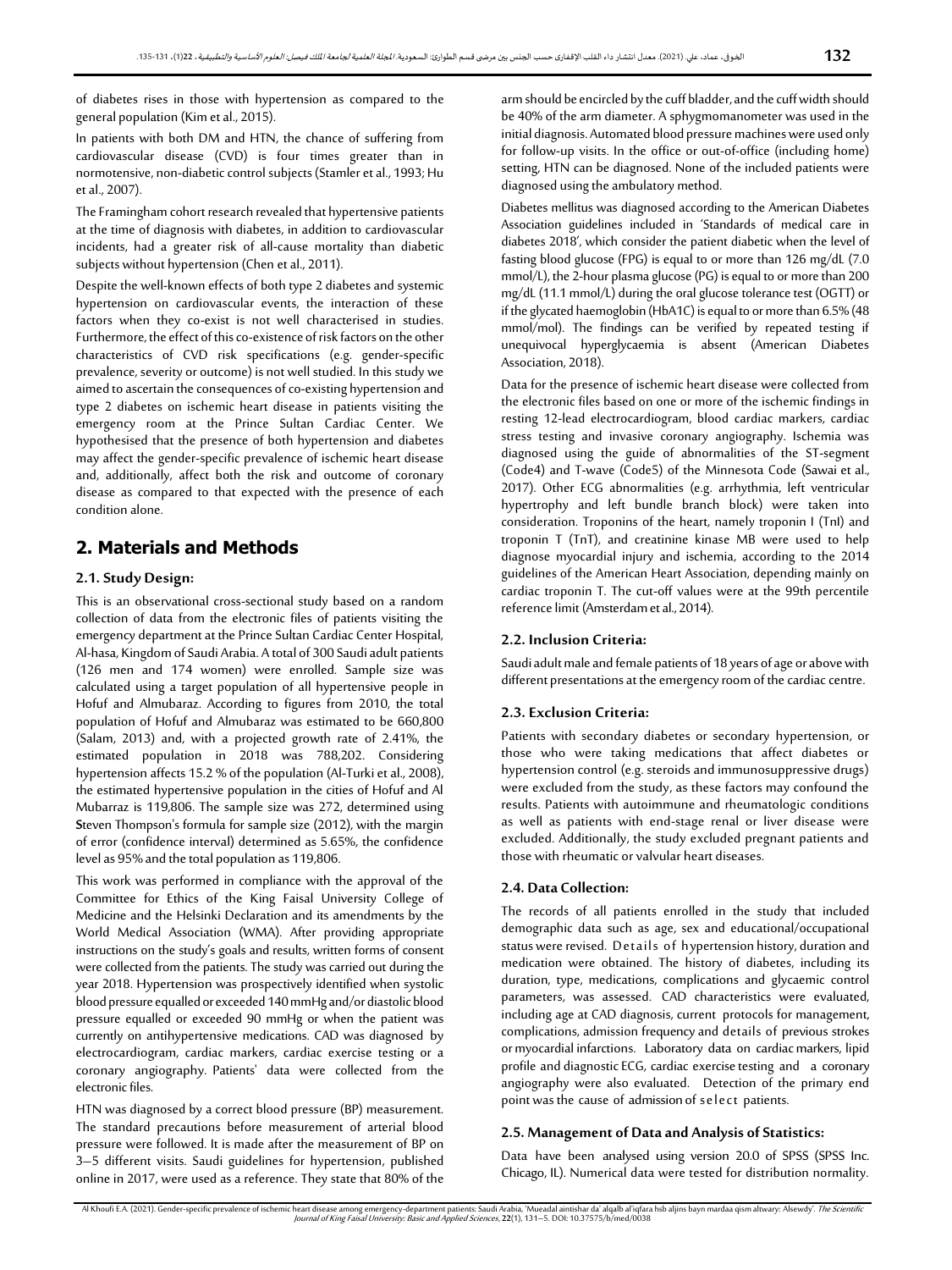of diabetes rises in those with hypertension as compared to the general population (Kim et al., 2015).

In patients with both DM and HTN, the chance of suffering from cardiovascular disease (CVD) is four times greater than in normotensive, non-diabetic control subjects (Stamler et al., 1993; Hu et al., 2007).

The Framingham cohort research revealed that hypertensive patients at the time of diagnosis with diabetes, in addition to cardiovascular incidents, had a greater risk of all-cause mortality than diabetic subjects without hypertension (Chen et al., 2011).

Despite the well-known effects of both type 2 diabetes and systemic hypertension on cardiovascular events, the interaction of these factors when they co-exist is not well characterised in studies. Furthermore, the effect of this co-existence of risk factors on the other characteristics of CVD risk specifications (e.g. gender-specific prevalence, severity or outcome) is not well studied. In this study we aimed to ascertain the consequences of co-existing hypertension and type 2 diabetes on ischemic heart disease in patients visiting the emergency room at the Prince Sultan Cardiac Center. We hypothesised that the presence of both hypertension and diabetes may affect the gender-specific prevalence of ischemic heart disease and, additionally, affect both the risk and outcome of coronary disease as compared to that expected with the presence of each condition alone.

## 2. Materials and Methods

### 2.1. Study Design:

This is an observational cross-sectional study based on a random collection of data from the electronic files of patients visiting the emergency department at the Prince Sultan Cardiac Center Hospital, Al-hasa, Kingdom of Saudi Arabia. A total of 300 Saudi adult patients (126 men and 174 women) were enrolled. Sample size was calculated using a target population of all hypertensive people in Hofuf and Almubaraz. According to figures from 2010, the total population of Hofuf and Almubaraz was estimated to be 660,800 (Salam, 2013) and, with a projected growth rate of 2.41%, the estimated population in 2018 was 788,202. Considering hypertension affects 15.2 % of the population (Al-Turki et al., 2008), the estimated hypertensive population in the cities of Hofuf and Al Mubarraz is 119,806. The sample size was 272, determined using **S**teven Thompson's formula for sample size (2012), with the margin of error (confidence interval) determined as 5.65%, the confidence level as 95% and the total population as 119,806.

This work was performed in compliance with the approval of the Committee for Ethics of the King Faisal University College of Medicine and the Helsinki Declaration and its amendments by the World Medical Association (WMA). After providing appropriate instructions on the study's goals and results, written forms of consent were collected from the patients. The study was carried out during the year 2018. Hypertension was prospectively identified when systolic blood pressure equalled or exceeded 140 mmHg and/or diastolic blood pressure equalled or exceeded 90 mmHg or when the patient was currently on antihypertensive medications. CAD was diagnosed by electrocardiogram, cardiac markers, cardiac exercise testing or a coronary angiography. Patients' data were collected from the electronic files.

HTN was diagnosed by a correct blood pressure (BP) measurement. The standard precautions before measurement of arterial blood pressure were followed. It is made after the measurement of BP on 3–5 different visits. Saudi guidelines for hypertension, published online in 2017, were used as a reference. They state that 80% of the arm should be encircled by the cuff bladder, and the cuff width should be 40% of the arm diameter. A sphygmomanometer was used in the initial diagnosis. Automated blood pressure machines were used only for follow-up visits. In the office or out-of-office (including home) setting, HTN can be diagnosed. None of the included patients were diagnosed using the ambulatory method.

Diabetes mellitus was diagnosed according to the American Diabetes Association guidelines included in 'Standards of medical care in diabetes 2018', which consider the patient diabetic when the level of fasting blood glucose (FPG) is equal to or more than 126 mg/dL (7.0 mmol/L), the 2-hour plasma glucose (PG) is equal to or more than 200 mg/dL (11.1 mmol/L) during the oral glucose tolerance test (OGTT) or if the glycated haemoglobin (HbA1C) is equal to or more than 6.5% (48 mmol/mol). The findings can be verified by repeated testing if unequivocal hyperglycaemia is absent (American Diabetes Association, 2018).

Data for the presence of ischemic heart disease were collected from the electronic files based on one or more of the ischemic findings in resting 12-lead electrocardiogram, blood cardiac markers, cardiac stress testing and invasive coronary angiography. Ischemia was diagnosed using the guide of abnormalities of the ST-segment (Code4) and T-wave (Code5) of the Minnesota Code (Sawai et al., 2017). Other ECG abnormalities (e.g. arrhythmia, left ventricular hypertrophy and left bundle branch block) were taken into consideration. Troponins of the heart, namely troponin I (TnI) and troponin T (TnT), and creatinine kinase MB were used to help diagnose myocardial injury and ischemia, according to the 2014 guidelines of the American Heart Association, depending mainly on cardiac troponin T. The cut-off values were at the 99th percentile reference limit (Amsterdam et al., 2014).

### 2.2. Inclusion Criteria:

Saudi adult male and female patients of 18 years of age or above with different presentations at the emergency room of the cardiac centre.

### 2.3. Exclusion Criteria:

Patients with secondary diabetes or secondary hypertension, or those who were taking medications that affect diabetes or hypertension control (e.g. steroids and immunosuppressive drugs) were excluded from the study, as these factors may confound the results. Patients with autoimmune and rheumatologic conditions as well as patients with end-stage renal or liver disease were excluded. Additionally, the study excluded pregnant patients and those with rheumatic or valvular heart diseases.

### 2.4. Data Collection:

The records of all patients enrolled in the study that included demographic data such as age, sex and educational/occupational status were revised. Details of hypertension history, duration and medication were obtained. The history of diabetes, including its duration, type, medications, complications and glycaemic control parameters, was assessed. CAD characteristics were evaluated, including age at CAD diagnosis, current protocols for management, complications, admission frequency and details of previous strokes or myocardial infarctions. Laboratory data on cardiac markers, lipid profile and diagnostic ECG, cardiac exercise testing and a coronary angiography were also evaluated. Detection of the primary end point was the cause of admission of select patients.

### 2.5. Management of Data and Analysis of Statistics:

Data have been analysed using version 20.0 of SPSS (SPSS Inc. Chicago, IL). Numerical data were tested for distribution normality.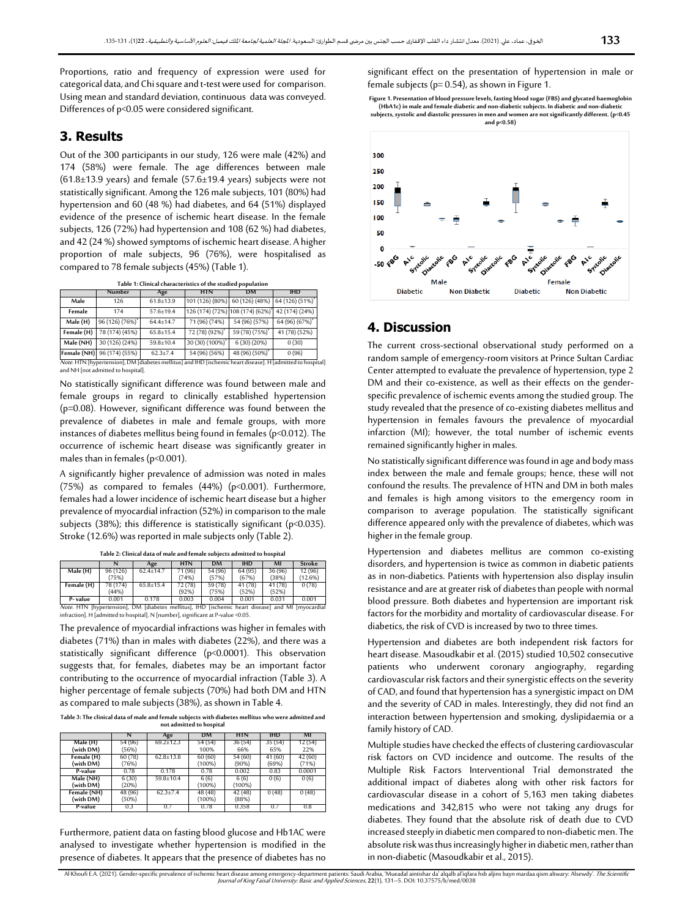Proportions, ratio and frequency of expression were used for categorical data, and Chi square and t-test were used for comparison. Using mean and standard deviation, continuous data was conveyed. Differences of $p<0.05$ were considered significant.

## 3. Results

Out of the 300 participants in our study, 126 were male (42%) and 174 (58%) were female. The age differences between male (61.8±13.9 years) and female (57.6±19.4 years) subjects were not statistically significant. Among the 126 male subjects, 101 (80%) had hypertension and 60 (48 %) had diabetes, and 64 (51%) displayed evidence of the presence of ischemic heart disease. In the female subjects, 126 (72%) had hypertension and 108 (62 %) had diabetes, and 42 (24 %) showed symptoms of ischemic heart disease. A higher proportion of male subjects, 96 (76%), were hospitalised as compared to 78 female subjects (45%) (Table 1).

**Table 1: Clinical characteristics of the studied population**

| | Number | Age | HTN | DM | IHD |
|---|---|---|---|---|---|
| Male | 126 | 61.8±13.9 | 101 (126) (80%) | 60 (126) (48%) | 64 (126) (51%)* |
| Female | 174 | 57.6±19.4 | 126 (174) (72%) | 108 (174) (62%)* | 42 (174) (24%) |
| Male (H) | 96 (126) (76%)* | 64.4±14.7 | 71 (96) (74%) | 54 (96) (57%) | 64 (96) (67%)* |
| Female (H) | 78 (174) (45%) | 65.8±15.4 | 72 (78) (92%)* | 59 (78) (75%)* | 41 (78) (52%) |
| Male (NH) | 30 (126) (24%) | 59.8±10.4 | 30 (30) (100%)* | 6 (30) (20%) | 0 (30) |
| Female (NH) | 96 (174) (55%) | 62.3±7.4 | 54 (96) (56%) | 48 (96) (50%)* | 0 (96) |

*Note.* HTN [hypertension], DM [diabetes mellitus] and IHD [ischemic heart disease]. H [admitted to hospital] and NH [not admitted to hospital].

No statistically significant difference was found between male and female groups in regard to clinically established hypertension ($p=0.08$). However, significant difference was found between the prevalence of diabetes in male and female groups, with more instances of diabetes mellitus being found in females ($p<0.012$). The occurrence of ischemic heart disease was significantly greater in males than in females ($p<0.001$).

A significantly higher prevalence of admission was noted in males (75%) as compared to females (44%) ($p<0.001$). Furthermore, females had a lower incidence of ischemic heart disease but a higher prevalence of myocardial infraction (52%) in comparison to the male subjects (38%); this difference is statistically significant ($p<0.035$). Stroke (12.6%) was reported in male subjects only (Table 2).

**Table 2: Clinical data of male and female subjects admitted to hospital**

| | N | Age | HTN | DM | IHD | MI | Stroke |
|---|---|---|---|---|---|---|---|
| Male (H) | 96 (126) (75%) | 62.4±14.7 | 71 (96) (74%) | 54 (96) (57%) | 64 (95) (67%) | 36 (96) (38%) | 12 (96) (12.6%) |
| Female (H) | 78 (174) (44%) | 65.8±15.4 | 72 (78) (92%) | 59 (78) (75%) | 41 (78) (52%) | 41 (78) (52%) | 0 (78) |
| P- value | 0.001 | 0.178 | 0.003 | 0.004 | 0.001 | 0.031 | 0.001 |

*Note.* HTN [hypertension], DM [diabetes mellitus], IHD [ischemic heart disease] and MI [myocardial infraction]. H [admitted to hospital]. N [number], significant at P-value <0.05.

The prevalence of myocardial infractions was higher in females with diabetes (71%) than in males with diabetes (22%), and there was a statistically significant difference ($p<0.0001$). This observation suggests that, for females, diabetes may be an important factor contributing to the occurrence of myocardial infraction (Table 3). A higher percentage of female subjects (70%) had both DM and HTN as compared to male subjects (38%), as shown in Table 4.

**Table 3: The clinical data of male and female subjects with diabetes mellitus who were admitted and not admitted to hospital**

| | N | Age | DM | HTN | IHD | MI |
|---|---|---|---|---|---|---|
| Male (H) (with DM) | 54 (96) (56%) | 69.2±12.3 | 54 (54) 100% | 36 (54) 66% | 35 (54) 65% | 12 (54) 22% |
| Female (H) (with DM) | 60 (78) (76%) | 62.8±13.8 | 60 (60) (100%) | 54 (60) (90%) | 41 (60) (69%) | 42 (60) (71%) |
| P-value | 0.78 | 0.178 | 0.78 | 0.002 | 0.83 | 0.0001 |
| Male (NH) (with DM) | 6 (30) (20%) | 59.8±10.4 | 6 (6) (100%) | 6 (6) (100%) | 0 (6) | 0 (6) |
| Female (NH) (with DM) | 48 (96) (50%) | 62.3±7.4 | 48 (48) (100%) | 42 (48) (88%) | 0 (48) | 0 (48) |
| P-value | 0.3 | 0.7 | 0.78 | 0.358 | 0.7 | 0.8 |

Furthermore, patient data on fasting blood glucose and Hb1AC were analysed to investigate whether hypertension is modified in the presence of diabetes. It appears that the presence of diabetes has no significant effect on the presentation of hypertension in male or female subjects ($p=0.54$), as shown in Figure 1.

**Figure 1. Presentation of blood pressure levels, fasting blood sugar (FBS) and glycated haemoglobin (HbA1c) in male and female diabetic and non-diabetic subjects. In diabetic and non-diabetic subjects, systolic and diastolic pressures in men and women are not significantly different. ($p<0.45$ and $p<0.58$)**

## 4. Discussion

The current cross-sectional observational study performed on a random sample of emergency-room visitors at Prince Sultan Cardiac Center attempted to evaluate the prevalence of hypertension, type 2 DM and their co-existence, as well as their effects on the gender-specific prevalence of ischemic events among the studied group. The study revealed that the presence of co-existing diabetes mellitus and hypertension in females favours the prevalence of myocardial infarction (MI); however, the total number of ischemic events remained significantly higher in males.

No statistically significant difference was found in age and body mass index between the male and female groups; hence, these will not confound the results. The prevalence of HTN and DM in both males and females is high among visitors to the emergency room in comparison to average population. The statistically significant difference appeared only with the prevalence of diabetes, which was higher in the female group.

Hypertension and diabetes mellitus are common co-existing disorders, and hypertension is twice as common in diabetic patients as in non-diabetics. Patients with hypertension also display insulin resistance and are at greater risk of diabetes than people with normal blood pressure. Both diabetes and hypertension are important risk factors for the morbidity and mortality of cardiovascular disease. For diabetics, the risk of CVD is increased by two to three times.

Hypertension and diabetes are both independent risk factors for heart disease. Masoudkabir et al. (2015) studied 10,502 consecutive patients who underwent coronary angiography, regarding cardiovascular risk factors and their synergistic effects on the severity of CAD, and found that hypertension has a synergistic impact on DM and the severity of CAD in males. Interestingly, they did not find an interaction between hypertension and smoking, dyslipidaemia or a family history of CAD.

Multiple studies have checked the effects of clustering cardiovascular risk factors on CVD incidence and outcome. The results of the Multiple Risk Factors Interventional Trial demonstrated the additional impact of diabetes along with other risk factors for cardiovascular disease in a cohort of 5,163 men taking diabetes medications and 342,815 who were not taking any drugs for diabetes. They found that the absolute risk of death due to CVD increased steeply in diabetic men compared to non-diabetic men. The absolute risk was thus increasingly higher in diabetic men, rather than in non-diabetic (Masoudkabir et al., 2015).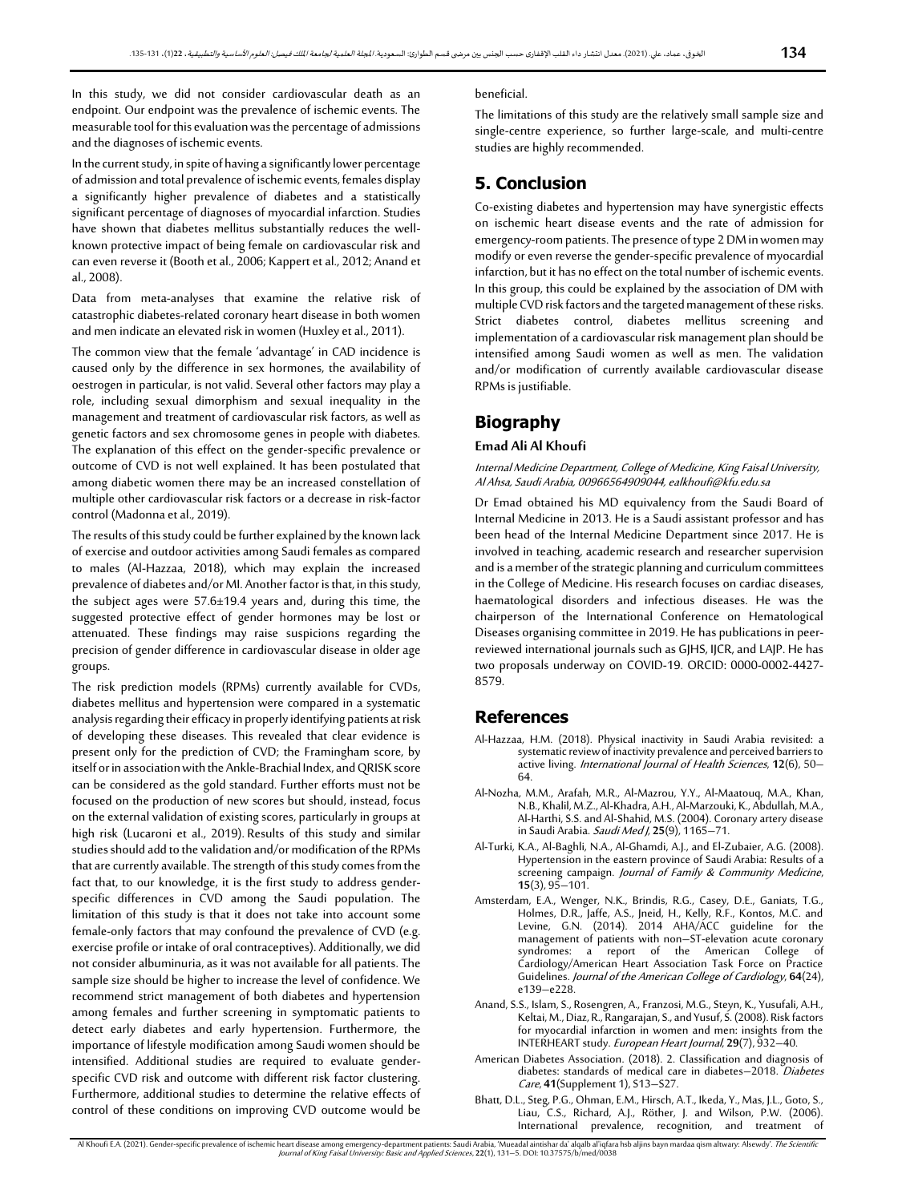In this study, we did not consider cardiovascular death as an endpoint. Our endpoint was the prevalence of ischemic events. The measurable tool for this evaluation was the percentage of admissions and the diagnoses of ischemic events.

In the current study, in spite of having a significantly lower percentage of admission and total prevalence of ischemic events, females display a significantly higher prevalence of diabetes and a statistically significant percentage of diagnoses of myocardial infarction. Studies have shown that diabetes mellitus substantially reduces the well-known protective impact of being female on cardiovascular risk and can even reverse it (Booth et al., 2006; Kappert et al., 2012; Anand et al., 2008).

Data from meta-analyses that examine the relative risk of catastrophic diabetes-related coronary heart disease in both women and men indicate an elevated risk in women (Huxley et al., 2011).

The common view that the female 'advantage' in CAD incidence is caused only by the difference in sex hormones, the availability of oestrogen in particular, is not valid. Several other factors may play a role, including sexual dimorphism and sexual inequality in the management and treatment of cardiovascular risk factors, as well as genetic factors and sex chromosome genes in people with diabetes. The explanation of this effect on the gender-specific prevalence or outcome of CVD is not well explained. It has been postulated that among diabetic women there may be an increased constellation of multiple other cardiovascular risk factors or a decrease in risk-factor control (Madonna et al., 2019).

The results of this study could be further explained by the known lack of exercise and outdoor activities among Saudi females as compared to males (Al-Hazzaa, 2018), which may explain the increased prevalence of diabetes and/or MI. Another factor is that, in this study, the subject ages were 57.6±19.4 years and, during this time, the suggested protective effect of gender hormones may be lost or attenuated. These findings may raise suspicions regarding the precision of gender difference in cardiovascular disease in older age groups.

The risk prediction models (RPMs) currently available for CVDs, diabetes mellitus and hypertension were compared in a systematic analysis regarding their efficacy in properly identifying patients at risk of developing these diseases. This revealed that clear evidence is present only for the prediction of CVD; the Framingham score, by itself or in association with the Ankle-Brachial Index, and QRISK score can be considered as the gold standard. Further efforts must not be focused on the production of new scores but should, instead, focus on the external validation of existing scores, particularly in groups at high risk (Lucaroni et al., 2019). Results of this study and similar studies should add to the validation and/or modification of the RPMs that are currently available. The strength of this study comes from the fact that, to our knowledge, it is the first study to address gender-specific differences in CVD among the Saudi population. The limitation of this study is that it does not take into account some female-only factors that may confound the prevalence of CVD (e.g. exercise profile or intake of oral contraceptives). Additionally, we did not consider albuminuria, as it was not available for all patients. The sample size should be higher to increase the level of confidence. We recommend strict management of both diabetes and hypertension among females and further screening in symptomatic patients to detect early diabetes and early hypertension. Furthermore, the importance of lifestyle modification among Saudi women should be intensified. Additional studies are required to evaluate gender-specific CVD risk and outcome with different risk factor clustering. Furthermore, additional studies to determine the relative effects of control of these conditions on improving CVD outcome would be beneficial.

The limitations of this study are the relatively small sample size and single-centre experience, so further large-scale, and multi-centre studies are highly recommended.

## 5. Conclusion

Co-existing diabetes and hypertension may have synergistic effects on ischemic heart disease events and the rate of admission for emergency-room patients. The presence of type 2 DM in women may modify or even reverse the gender-specific prevalence of myocardial infarction, but it has no effect on the total number of ischemic events. In this group, this could be explained by the association of DM with multiple CVD risk factors and the targeted management of these risks. Strict diabetes control, diabetes mellitus screening and implementation of a cardiovascular risk management plan should be intensified among Saudi women as well as men. The validation and/or modification of currently available cardiovascular disease RPMs is justifiable.

## Biography

### Emad Ali Al Khoufi

*Internal Medicine Department, College of Medicine, King Faisal University, Al Ahsa, Saudi Arabia, 00966564909044, ealkhoufi@kfu.edu.sa*

Dr Emad obtained his MD equivalency from the Saudi Board of Internal Medicine in 2013. He is a Saudi assistant professor and has been head of the Internal Medicine Department since 2017. He is involved in teaching, academic research and researcher supervision and is a member of the strategic planning and curriculum committees in the College of Medicine. His research focuses on cardiac diseases, haematological disorders and infectious diseases. He was the chairperson of the International Conference on Hematological Diseases organising committee in 2019. He has publications in peer-reviewed international journals such as GJHS, IJCR, and LAJP. He has two proposals underway on COVID-19. ORCID: 0000-0002-4427-8579.

## References

Al-Hazzaa, H.M. (2018). Physical inactivity in Saudi Arabia revisited: a systematic review of inactivity prevalence and perceived barriers to active living. *International Journal of Health Sciences*, **12**(6), 50–64.

Al-Nozha, M.M., Arafah, M.R., Al-Mazrou, Y.Y., Al-Maatouq, M.A., Khan, N.B., Khalil, M.Z., Al-Khadra, A.H., Al-Marzouki, K., Abdullah, M.A., Al-Harthi, S.S. and Al-Shahid, M.S. (2004). Coronary artery disease in Saudi Arabia. *Saudi Med J*, **25**(9), 1165–71.

Al-Turki, K.A., Al-Baghli, N.A., Al-Ghamdi, A.J., and El-Zubaier, A.G. (2008). Hypertension in the eastern province of Saudi Arabia: Results of a screening campaign. *Journal of Family & Community Medicine*, **15**(3), 95–101.

Amsterdam, E.A., Wenger, N.K., Brindis, R.G., Casey, D.E., Ganiats, T.G., Holmes, D.R., Jaffe, A.S., Jneid, H., Kelly, R.F., Kontos, M.C. and Levine, G.N. (2014). 2014 AHA/ACC guideline for the management of patients with non–ST-elevation acute coronary syndromes: a report of the American College of Cardiology/American Heart Association Task Force on Practice Guidelines. *Journal of the American College of Cardiology*, **64**(24), e139–e228.

Anand, S.S., Islam, S., Rosengren, A., Franzosi, M.G., Steyn, K., Yusufali, A.H., Keltai, M., Diaz, R., Rangarajan, S., and Yusuf, S. (2008). Risk factors for myocardial infarction in women and men: insights from the INTERHEART study. *European Heart Journal*, **29**(7), 932–40.

American Diabetes Association. (2018). 2. Classification and diagnosis of diabetes: standards of medical care in diabetes—2018. *Diabetes Care*, **41**(Supplement 1), S13–S27.

Bhatt, D.L., Steg, P.G., Ohman, E.M., Hirsch, A.T., Ikeda, Y., Mas, J.L., Goto, S., Liau, C.S., Richard, A.J., Röther, J. and Wilson, P.W. (2006). International prevalence, recognition, and treatment of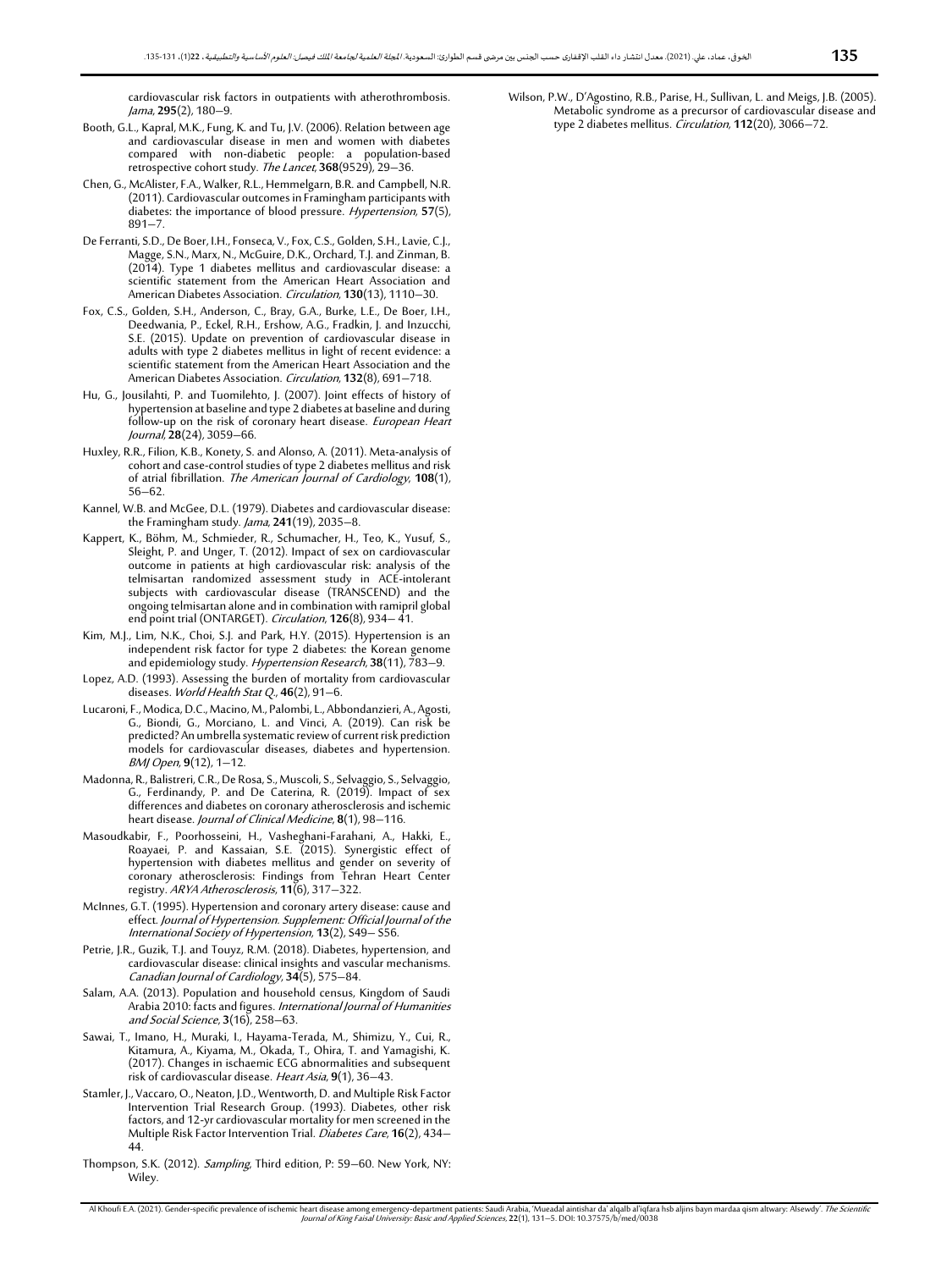cardiovascular risk factors in outpatients with atherothrombosis. *Jama*, **295**(2), 180–9.

Booth, G.L., Kapral, M.K., Fung, K. and Tu, J.V. (2006). Relation between age and cardiovascular disease in men and women with diabetes compared with non-diabetic people: a population-based retrospective cohort study. *The Lancet*, **368**(9529), 29–36.

Chen, G., McAlister, F.A., Walker, R.L., Hemmelgarn, B.R. and Campbell, N.R. (2011). Cardiovascular outcomes in Framingham participants with diabetes: the importance of blood pressure. *Hypertension*, **57**(5), 891–7.

De Ferranti, S.D., De Boer, I.H., Fonseca, V., Fox, C.S., Golden, S.H., Lavie, C.J., Magge, S.N., Marx, N., McGuire, D.K., Orchard, T.J. and Zinman, B. (2014). Type 1 diabetes mellitus and cardiovascular disease: a scientific statement from the American Heart Association and American Diabetes Association. *Circulation*, **130**(13), 1110–30.

Fox, C.S., Golden, S.H., Anderson, C., Bray, G.A., Burke, L.E., De Boer, I.H., Deedwania, P., Eckel, R.H., Ershow, A.G., Fradkin, J. and Inzucchi, S.E. (2015). Update on prevention of cardiovascular disease in adults with type 2 diabetes mellitus in light of recent evidence: a scientific statement from the American Heart Association and the American Diabetes Association. *Circulation*, **132**(8), 691–718.

Hu, G., Jousilahti, P. and Tuomilehto, J. (2007). Joint effects of history of hypertension at baseline and type 2 diabetes at baseline and during follow-up on the risk of coronary heart disease. *European Heart Journal*, **28**(24), 3059–66.

Huxley, R.R., Filion, K.B., Konety, S. and Alonso, A. (2011). Meta-analysis of cohort and case-control studies of type 2 diabetes mellitus and risk of atrial fibrillation. *The American Journal of Cardiology*, **108**(1), 56–62.

Kannel, W.B. and McGee, D.L. (1979). Diabetes and cardiovascular disease: the Framingham study. *Jama*, **241**(19), 2035–8.

Kappert, K., Böhm, M., Schmieder, R., Schumacher, H., Teo, K., Yusuf, S., Sleight, P. and Unger, T. (2012). Impact of sex on cardiovascular outcome in patients at high cardiovascular risk: analysis of the telmisartan randomized assessment study in ACE-intolerant subjects with cardiovascular disease (TRANSCEND) and the ongoing telmisartan alone and in combination with ramipril global end point trial (ONTARGET). *Circulation*, **126**(8), 934– 41.

Kim, M.J., Lim, N.K., Choi, S.J. and Park, H.Y. (2015). Hypertension is an independent risk factor for type 2 diabetes: the Korean genome and epidemiology study. *Hypertension Research*, **38**(11), 783–9.

Lopez, A.D. (1993). Assessing the burden of mortality from cardiovascular diseases. *World Health Stat Q.*, **46**(2), 91–6.

Lucaroni, F., Modica, D.C., Macino, M., Palombi, L., Abbondanzieri, A., Agosti, G., Biondi, G., Morciano, L. and Vinci, A. (2019). Can risk be predicted? An umbrella systematic review of current risk prediction models for cardiovascular diseases, diabetes and hypertension. *BMJ Open*, **9**(12), 1–12.

Madonna, R., Balistreri, C.R., De Rosa, S., Muscoli, S., Selvaggio, S., Selvaggio, G., Ferdinandy, P. and De Caterina, R. (2019). Impact of sex differences and diabetes on coronary atherosclerosis and ischemic heart disease. *Journal of Clinical Medicine*, **8**(1), 98–116.

Masoudkabir, F., Poorhosseini, H., Vasheghani-Farahani, A., Hakki, E., Roayaei, P. and Kassaian, S.E. (2015). Synergistic effect of hypertension with diabetes mellitus and gender on severity of coronary atherosclerosis: Findings from Tehran Heart Center registry. *ARYA Atherosclerosis*, **11**(6), 317–322.

McInnes, G.T. (1995). Hypertension and coronary artery disease: cause and effect. *Journal of Hypertension. Supplement: Official Journal of the International Society of Hypertension*, **13**(2), S49– S56.

Petrie, J.R., Guzik, T.J. and Touyz, R.M. (2018). Diabetes, hypertension, and cardiovascular disease: clinical insights and vascular mechanisms. *Canadian Journal of Cardiology*, **34**(5), 575–84.

Salam, A.A. (2013). Population and household census, Kingdom of Saudi Arabia 2010: facts and figures. *International Journal of Humanities and Social Science*, **3**(16), 258–63.

Sawai, T., Imano, H., Muraki, I., Hayama-Terada, M., Shimizu, Y., Cui, R., Kitamura, A., Kiyama, M., Okada, T., Ohira, T. and Yamagishi, K. (2017). Changes in ischaemic ECG abnormalities and subsequent risk of cardiovascular disease. *Heart Asia*, **9**(1), 36–43.

Stamler, J., Vaccaro, O., Neaton, J.D., Wentworth, D. and Multiple Risk Factor Intervention Trial Research Group. (1993). Diabetes, other risk factors, and 12-yr cardiovascular mortality for men screened in the Multiple Risk Factor Intervention Trial. *Diabetes Care*, **16**(2), 434–44.

Thompson, S.K. (2012). *Sampling*, Third edition, P: 59–60. New York, NY: Wiley.

Wilson, P.W., D'Agostino, R.B., Parise, H., Sullivan, L. and Meigs, J.B. (2005). Metabolic syndrome as a precursor of cardiovascular disease and type 2 diabetes mellitus. *Circulation*, **112**(20), 3066–72.